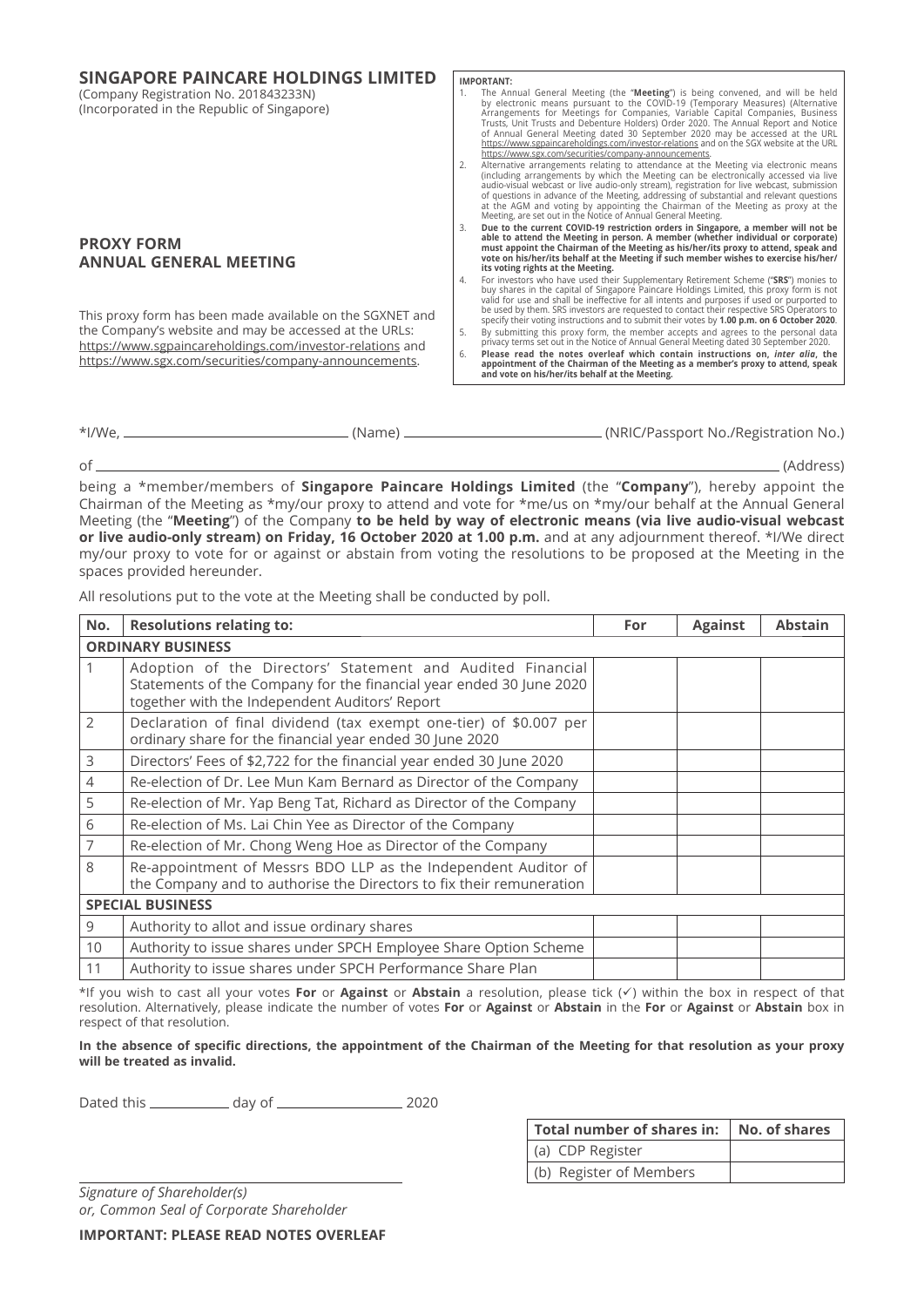## SINGAPORE PAINCARE HOLDINGS LIMITED

(Company Registration No. 201843233N)
(Incorporated in the Republic of Singapore)

**IMPORTANT:**

1. The Annual General Meeting (the "**Meeting**") is being convened, and will be held by electronic means pursuant to the COVID-19 (Temporary Measures) (Alternative Arrangements for Meetings for Companies, Variable Capital Companies, Business Trusts, Unit Trusts and Debenture Holders) Order 2020. The Annual Report and Notice of Annual General Meeting dated 30 September 2020 may be accessed at the URL https://www.sgpaincareholdings.com/investor-relations and on the SGX website at the URL https://www.sgx.com/securities/company-announcements.
2. Alternative arrangements relating to attendance at the Meeting via electronic means (including arrangements by which the Meeting can be electronically accessed via live audio-visual webcast or live audio-only stream), registration for live webcast, submission of questions in advance of the Meeting, addressing of substantial and relevant questions at the AGM and voting by appointing the Chairman of the Meeting as proxy at the Meeting, are set out in the Notice of Annual General Meeting.
3. **Due to the current COVID-19 restriction orders in Singapore, a member will not be able to attend the Meeting in person. A member (whether individual or corporate) must appoint the Chairman of the Meeting as his/her/its proxy to attend, speak and vote on his/her/its behalf at the Meeting if such member wishes to exercise his/her/ its voting rights at the Meeting.**
4. For investors who have used their Supplementary Retirement Scheme ("**SRS**") monies to buy shares in the capital of Singapore Paincare Holdings Limited, this proxy form is not valid for use and shall be ineffective for all intents and purposes if used or purported to be used by them. SRS investors are requested to contact their respective SRS Operators to specify their voting instructions and to submit their votes by **1.00 p.m. on 6 October 2020**.
5. By submitting this proxy form, the member accepts and agrees to the personal data privacy terms set out in the Notice of Annual General Meeting dated 30 September 2020.
6. **Please read the notes overleaf which contain instructions on, *inter alia*, the appointment of the Chairman of the Meeting as a member's proxy to attend, speak and vote on his/her/its behalf at the Meeting.**

## PROXY FORM
## ANNUAL GENERAL MEETING

This proxy form has been made available on the SGXNET and the Company's website and may be accessed at the URLs: https://www.sgpaincareholdings.com/investor-relations and https://www.sgx.com/securities/company-announcements.

*I/We, ______________________ (Name) ______________________ (NRIC/Passport No./Registration No.)

of ____________________________________________________________ (Address)

being a *member/members of **Singapore Paincare Holdings Limited** (the "**Company**"), hereby appoint the Chairman of the Meeting as *my/our proxy to attend and vote for *me/us on *my/our behalf at the Annual General Meeting (the "**Meeting**") of the Company **to be held by way of electronic means (via live audio-visual webcast or live audio-only stream) on Friday, 16 October 2020 at 1.00 p.m.** and at any adjournment thereof. *I/We direct my/our proxy to vote for or against or abstain from voting the resolutions to be proposed at the Meeting in the spaces provided hereunder.

All resolutions put to the vote at the Meeting shall be conducted by poll.

| No. | Resolutions relating to: | For | Against | Abstain |
|---|---|---|---|---|
| **ORDINARY BUSINESS** | | | | |
| 1 | Adoption of the Directors' Statement and Audited Financial Statements of the Company for the financial year ended 30 June 2020 together with the Independent Auditors' Report | | | |
| 2 | Declaration of final dividend (tax exempt one-tier) of $0.007 per ordinary share for the financial year ended 30 June 2020 | | | |
| 3 | Directors' Fees of $2,722 for the financial year ended 30 June 2020 | | | |
| 4 | Re-election of Dr. Lee Mun Kam Bernard as Director of the Company | | | |
| 5 | Re-election of Mr. Yap Beng Tat, Richard as Director of the Company | | | |
| 6 | Re-election of Ms. Lai Chin Yee as Director of the Company | | | |
| 7 | Re-election of Mr. Chong Weng Hoe as Director of the Company | | | |
| 8 | Re-appointment of Messrs BDO LLP as the Independent Auditor of the Company and to authorise the Directors to fix their remuneration | | | |
| **SPECIAL BUSINESS** | | | | |
| 9 | Authority to allot and issue ordinary shares | | | |
| 10 | Authority to issue shares under SPCH Employee Share Option Scheme | | | |
| 11 | Authority to issue shares under SPCH Performance Share Plan | | | |

*If you wish to cast all your votes **For** or **Against** or **Abstain** a resolution, please tick (✓) within the box in respect of that resolution. Alternatively, please indicate the number of votes **For** or **Against** or **Abstain** in the **For** or **Against** or **Abstain** box in respect of that resolution.

**In the absence of specific directions, the appointment of the Chairman of the Meeting for that resolution as your proxy will be treated as invalid.**

Dated this __________ day of ________________ 2020

| Total number of shares in: | No. of shares |
|---|---|
| (a) CDP Register | |
| (b) Register of Members | |

_______________________________

*Signature of Shareholder(s)*
*or, Common Seal of Corporate Shareholder*

**IMPORTANT: PLEASE READ NOTES OVERLEAF**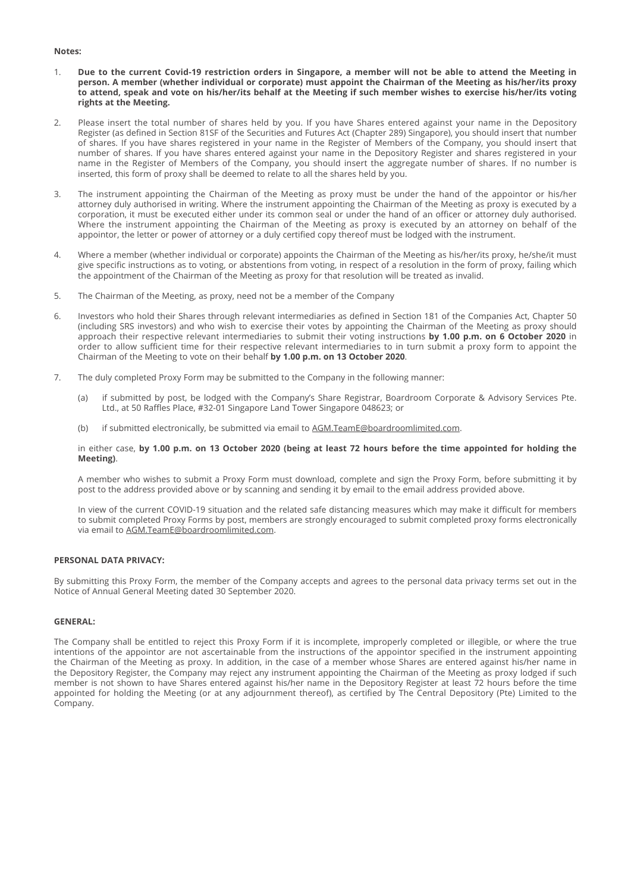**Notes:**

1. **Due to the current Covid-19 restriction orders in Singapore, a member will not be able to attend the Meeting in person. A member (whether individual or corporate) must appoint the Chairman of the Meeting as his/her/its proxy to attend, speak and vote on his/her/its behalf at the Meeting if such member wishes to exercise his/her/its voting rights at the Meeting.**

2. Please insert the total number of shares held by you. If you have Shares entered against your name in the Depository Register (as defined in Section 81SF of the Securities and Futures Act (Chapter 289) Singapore), you should insert that number of shares. If you have shares registered in your name in the Register of Members of the Company, you should insert that number of shares. If you have shares entered against your name in the Depository Register and shares registered in your name in the Register of Members of the Company, you should insert the aggregate number of shares. If no number is inserted, this form of proxy shall be deemed to relate to all the shares held by you.

3. The instrument appointing the Chairman of the Meeting as proxy must be under the hand of the appointor or his/her attorney duly authorised in writing. Where the instrument appointing the Chairman of the Meeting as proxy is executed by a corporation, it must be executed either under its common seal or under the hand of an officer or attorney duly authorised. Where the instrument appointing the Chairman of the Meeting as proxy is executed by an attorney on behalf of the appointor, the letter or power of attorney or a duly certified copy thereof must be lodged with the instrument.

4. Where a member (whether individual or corporate) appoints the Chairman of the Meeting as his/her/its proxy, he/she/it must give specific instructions as to voting, or abstentions from voting, in respect of a resolution in the form of proxy, failing which the appointment of the Chairman of the Meeting as proxy for that resolution will be treated as invalid.

5. The Chairman of the Meeting, as proxy, need not be a member of the Company

6. Investors who hold their Shares through relevant intermediaries as defined in Section 181 of the Companies Act, Chapter 50 (including SRS investors) and who wish to exercise their votes by appointing the Chairman of the Meeting as proxy should approach their respective relevant intermediaries to submit their voting instructions **by 1.00 p.m. on 6 October 2020** in order to allow sufficient time for their respective relevant intermediaries to in turn submit a proxy form to appoint the Chairman of the Meeting to vote on their behalf **by 1.00 p.m. on 13 October 2020**.

7. The duly completed Proxy Form may be submitted to the Company in the following manner:

   (a) if submitted by post, be lodged with the Company's Share Registrar, Boardroom Corporate & Advisory Services Pte. Ltd., at 50 Raffles Place, #32-01 Singapore Land Tower Singapore 048623; or

   (b) if submitted electronically, be submitted via email to AGM.TeamE@boardroomlimited.com.

   in either case, **by 1.00 p.m. on 13 October 2020 (being at least 72 hours before the time appointed for holding the Meeting)**.

   A member who wishes to submit a Proxy Form must download, complete and sign the Proxy Form, before submitting it by post to the address provided above or by scanning and sending it by email to the email address provided above.

   In view of the current COVID-19 situation and the related safe distancing measures which may make it difficult for members to submit completed Proxy Forms by post, members are strongly encouraged to submit completed proxy forms electronically via email to AGM.TeamE@boardroomlimited.com.

**PERSONAL DATA PRIVACY:**

By submitting this Proxy Form, the member of the Company accepts and agrees to the personal data privacy terms set out in the Notice of Annual General Meeting dated 30 September 2020.

**GENERAL:**

The Company shall be entitled to reject this Proxy Form if it is incomplete, improperly completed or illegible, or where the true intentions of the appointor are not ascertainable from the instructions of the appointor specified in the instrument appointing the Chairman of the Meeting as proxy. In addition, in the case of a member whose Shares are entered against his/her name in the Depository Register, the Company may reject any instrument appointing the Chairman of the Meeting as proxy lodged if such member is not shown to have Shares entered against his/her name in the Depository Register at least 72 hours before the time appointed for holding the Meeting (or at any adjournment thereof), as certified by The Central Depository (Pte) Limited to the Company.